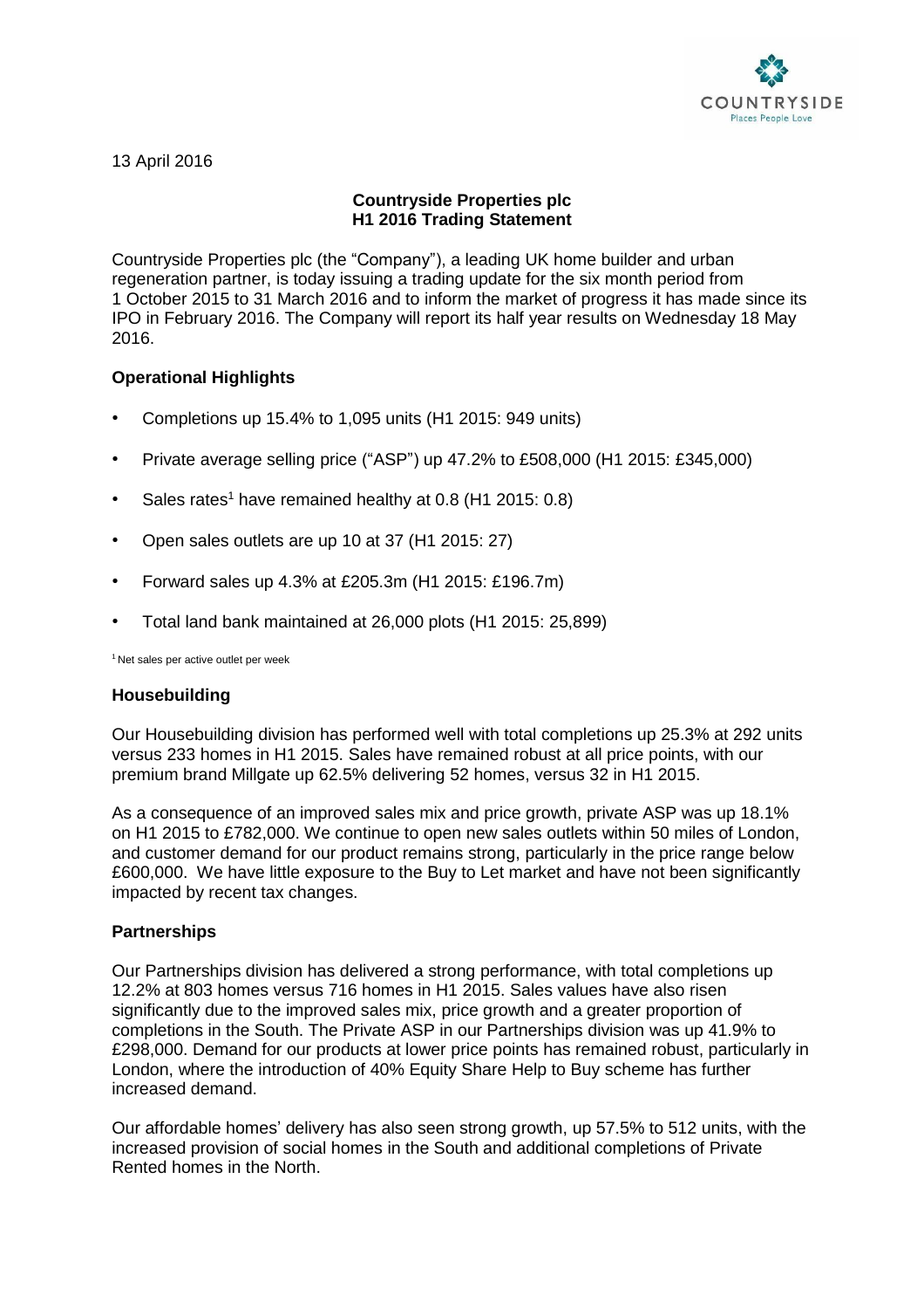13 April 2016

**Countryside Properties plc**
**H1 2016 Trading Statement**

Countryside Properties plc (the "Company"), a leading UK home builder and urban regeneration partner, is today issuing a trading update for the six month period from 1 October 2015 to 31 March 2016 and to inform the market of progress it has made since its IPO in February 2016. The Company will report its half year results on Wednesday 18 May 2016.

## Operational Highlights

- Completions up 15.4% to 1,095 units (H1 2015: 949 units)
- Private average selling price ("ASP") up 47.2% to £508,000 (H1 2015: £345,000)
- Sales rates[1] have remained healthy at 0.8 (H1 2015: 0.8)
- Open sales outlets are up 10 at 37 (H1 2015: 27)
- Forward sales up 4.3% at £205.3m (H1 2015: £196.7m)
- Total land bank maintained at 26,000 plots (H1 2015: 25,899)

[1] Net sales per active outlet per week

## Housebuilding

Our Housebuilding division has performed well with total completions up 25.3% at 292 units versus 233 homes in H1 2015. Sales have remained robust at all price points, with our premium brand Millgate up 62.5% delivering 52 homes, versus 32 in H1 2015.

As a consequence of an improved sales mix and price growth, private ASP was up 18.1% on H1 2015 to £782,000. We continue to open new sales outlets within 50 miles of London, and customer demand for our product remains strong, particularly in the price range below £600,000. We have little exposure to the Buy to Let market and have not been significantly impacted by recent tax changes.

## Partnerships

Our Partnerships division has delivered a strong performance, with total completions up 12.2% at 803 homes versus 716 homes in H1 2015. Sales values have also risen significantly due to the improved sales mix, price growth and a greater proportion of completions in the South. The Private ASP in our Partnerships division was up 41.9% to £298,000. Demand for our products at lower price points has remained robust, particularly in London, where the introduction of 40% Equity Share Help to Buy scheme has further increased demand.

Our affordable homes' delivery has also seen strong growth, up 57.5% to 512 units, with the increased provision of social homes in the South and additional completions of Private Rented homes in the North.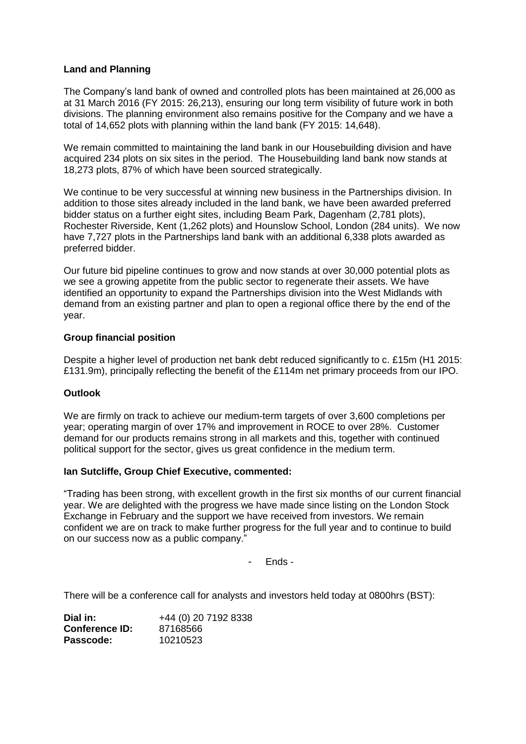**Land and Planning**

The Company's land bank of owned and controlled plots has been maintained at 26,000 as at 31 March 2016 (FY 2015: 26,213), ensuring our long term visibility of future work in both divisions. The planning environment also remains positive for the Company and we have a total of 14,652 plots with planning within the land bank (FY 2015: 14,648).

We remain committed to maintaining the land bank in our Housebuilding division and have acquired 234 plots on six sites in the period. The Housebuilding land bank now stands at 18,273 plots, 87% of which have been sourced strategically.

We continue to be very successful at winning new business in the Partnerships division. In addition to those sites already included in the land bank, we have been awarded preferred bidder status on a further eight sites, including Beam Park, Dagenham (2,781 plots), Rochester Riverside, Kent (1,262 plots) and Hounslow School, London (284 units). We now have 7,727 plots in the Partnerships land bank with an additional 6,338 plots awarded as preferred bidder.

Our future bid pipeline continues to grow and now stands at over 30,000 potential plots as we see a growing appetite from the public sector to regenerate their assets. We have identified an opportunity to expand the Partnerships division into the West Midlands with demand from an existing partner and plan to open a regional office there by the end of the year.

**Group financial position**

Despite a higher level of production net bank debt reduced significantly to c. £15m (H1 2015: £131.9m), principally reflecting the benefit of the £114m net primary proceeds from our IPO.

**Outlook**

We are firmly on track to achieve our medium-term targets of over 3,600 completions per year; operating margin of over 17% and improvement in ROCE to over 28%. Customer demand for our products remains strong in all markets and this, together with continued political support for the sector, gives us great confidence in the medium term.

**Ian Sutcliffe, Group Chief Executive, commented:**

"Trading has been strong, with excellent growth in the first six months of our current financial year. We are delighted with the progress we have made since listing on the London Stock Exchange in February and the support we have received from investors. We remain confident we are on track to make further progress for the full year and to continue to build on our success now as a public company."

- Ends -

There will be a conference call for analysts and investors held today at 0800hrs (BST):

**Dial in:** +44 (0) 20 7192 8338
**Conference ID:** 87168566
**Passcode:** 10210523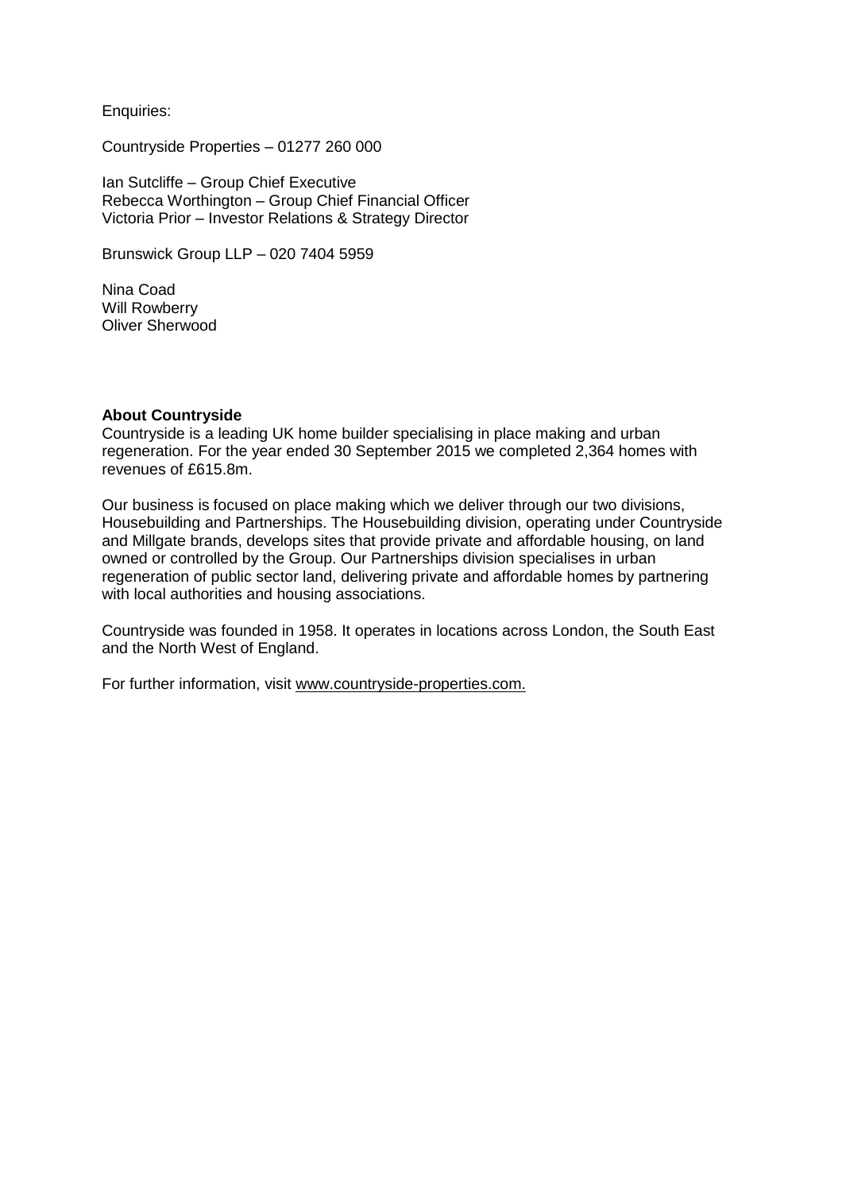Enquiries:

Countryside Properties – 01277 260 000

Ian Sutcliffe – Group Chief Executive
Rebecca Worthington – Group Chief Financial Officer
Victoria Prior – Investor Relations & Strategy Director

Brunswick Group LLP – 020 7404 5959

Nina Coad
Will Rowberry
Oliver Sherwood

**About Countryside**

Countryside is a leading UK home builder specialising in place making and urban regeneration. For the year ended 30 September 2015 we completed 2,364 homes with revenues of £615.8m.

Our business is focused on place making which we deliver through our two divisions, Housebuilding and Partnerships. The Housebuilding division, operating under Countryside and Millgate brands, develops sites that provide private and affordable housing, on land owned or controlled by the Group. Our Partnerships division specialises in urban regeneration of public sector land, delivering private and affordable homes by partnering with local authorities and housing associations.

Countryside was founded in 1958. It operates in locations across London, the South East and the North West of England.

For further information, visit www.countryside-properties.com.